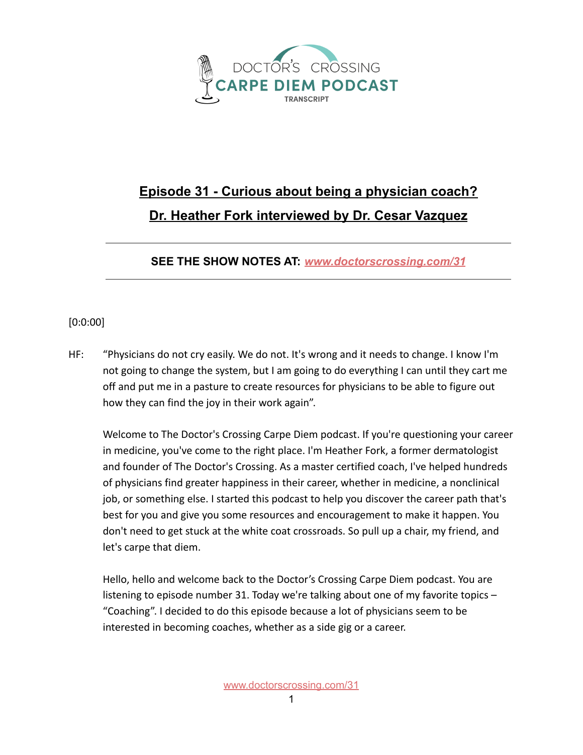DOCTOR'S CROSSING CARPE DIEM PODCAST
TRANSCRIPT

# Episode 31 - Curious about being a physician coach?

## Dr. Heather Fork interviewed by Dr. Cesar Vazquez

---

**SEE THE SHOW NOTES AT: www.doctorscrossing.com/31**

---

[0:0:00]

HF: "Physicians do not cry easily. We do not. It's wrong and it needs to change. I know I'm not going to change the system, but I am going to do everything I can until they cart me off and put me in a pasture to create resources for physicians to be able to figure out how they can find the joy in their work again".

Welcome to The Doctor's Crossing Carpe Diem podcast. If you're questioning your career in medicine, you've come to the right place. I'm Heather Fork, a former dermatologist and founder of The Doctor's Crossing. As a master certified coach, I've helped hundreds of physicians find greater happiness in their career, whether in medicine, a nonclinical job, or something else. I started this podcast to help you discover the career path that's best for you and give you some resources and encouragement to make it happen. You don't need to get stuck at the white coat crossroads. So pull up a chair, my friend, and let's carpe that diem.

Hello, hello and welcome back to the Doctor's Crossing Carpe Diem podcast. You are listening to episode number 31. Today we're talking about one of my favorite topics – "Coaching". I decided to do this episode because a lot of physicians seem to be interested in becoming coaches, whether as a side gig or a career.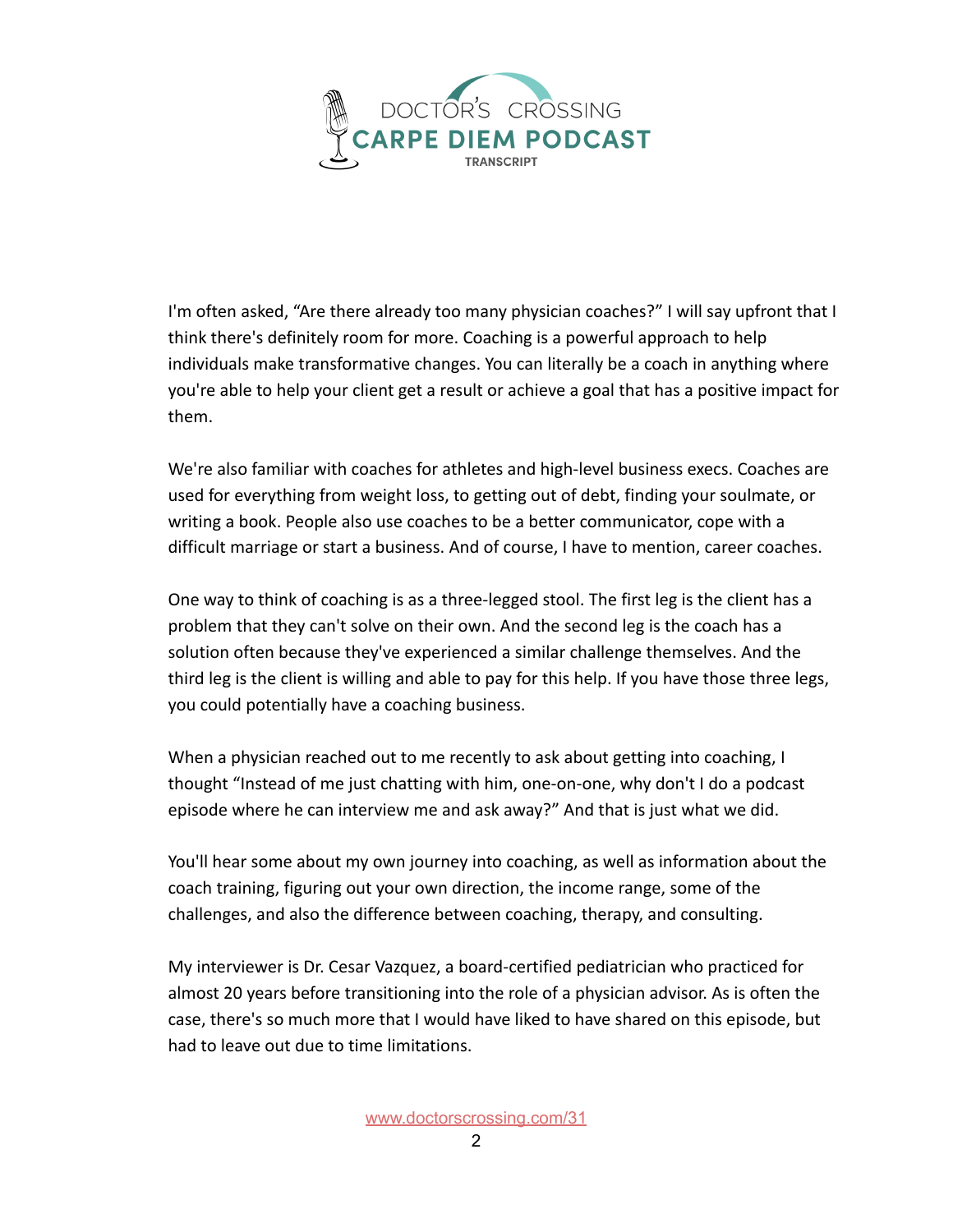I'm often asked, "Are there already too many physician coaches?" I will say upfront that I think there's definitely room for more. Coaching is a powerful approach to help individuals make transformative changes. You can literally be a coach in anything where you're able to help your client get a result or achieve a goal that has a positive impact for them.

We're also familiar with coaches for athletes and high-level business execs. Coaches are used for everything from weight loss, to getting out of debt, finding your soulmate, or writing a book. People also use coaches to be a better communicator, cope with a difficult marriage or start a business. And of course, I have to mention, career coaches.

One way to think of coaching is as a three-legged stool. The first leg is the client has a problem that they can't solve on their own. And the second leg is the coach has a solution often because they've experienced a similar challenge themselves. And the third leg is the client is willing and able to pay for this help. If you have those three legs, you could potentially have a coaching business.

When a physician reached out to me recently to ask about getting into coaching, I thought "Instead of me just chatting with him, one-on-one, why don't I do a podcast episode where he can interview me and ask away?" And that is just what we did.

You'll hear some about my own journey into coaching, as well as information about the coach training, figuring out your own direction, the income range, some of the challenges, and also the difference between coaching, therapy, and consulting.

My interviewer is Dr. Cesar Vazquez, a board-certified pediatrician who practiced for almost 20 years before transitioning into the role of a physician advisor. As is often the case, there's so much more that I would have liked to have shared on this episode, but had to leave out due to time limitations.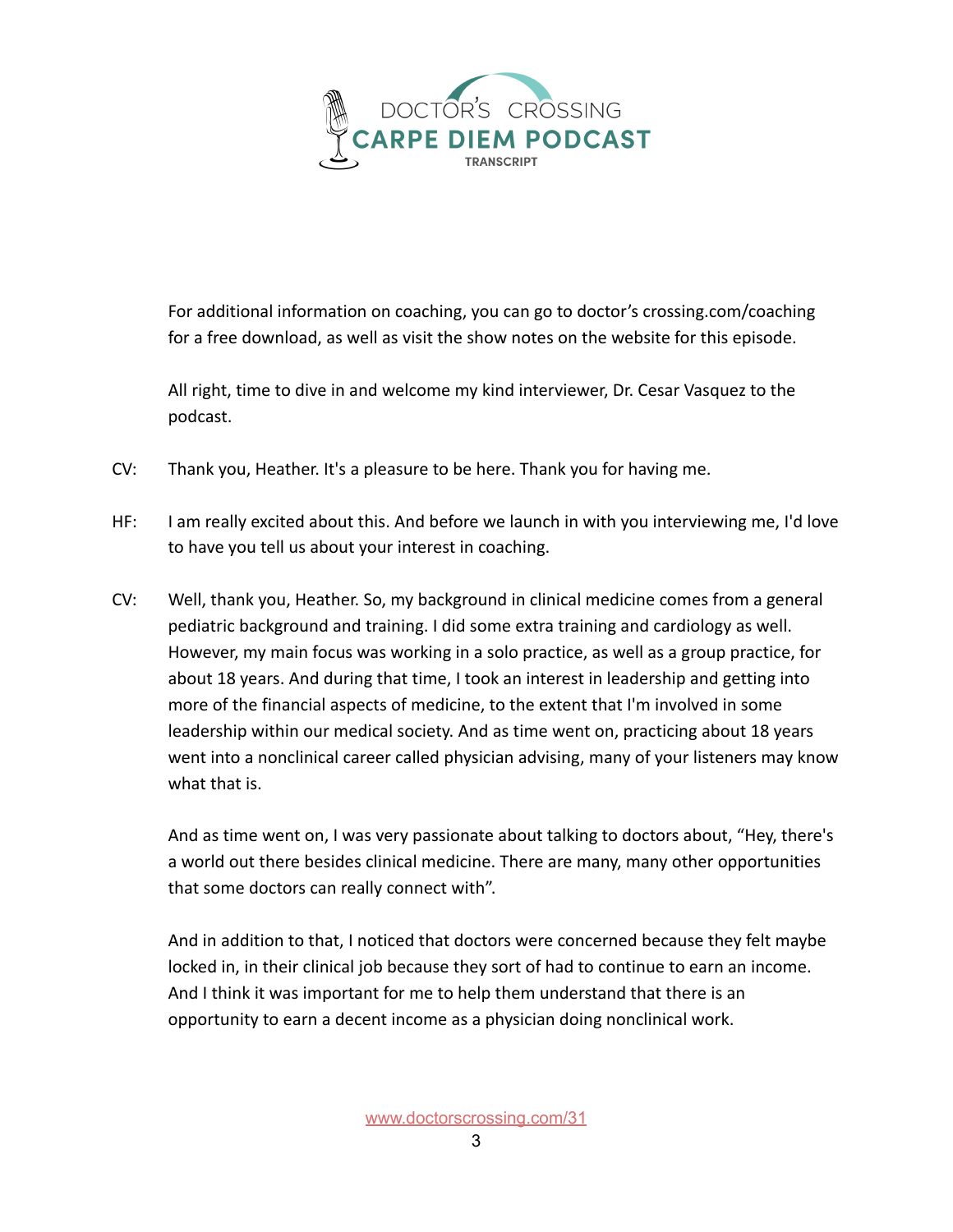For additional information on coaching, you can go to doctor's crossing.com/coaching for a free download, as well as visit the show notes on the website for this episode.

All right, time to dive in and welcome my kind interviewer, Dr. Cesar Vasquez to the podcast.

CV: Thank you, Heather. It's a pleasure to be here. Thank you for having me.

HF: I am really excited about this. And before we launch in with you interviewing me, I'd love to have you tell us about your interest in coaching.

CV: Well, thank you, Heather. So, my background in clinical medicine comes from a general pediatric background and training. I did some extra training and cardiology as well. However, my main focus was working in a solo practice, as well as a group practice, for about 18 years. And during that time, I took an interest in leadership and getting into more of the financial aspects of medicine, to the extent that I'm involved in some leadership within our medical society. And as time went on, practicing about 18 years went into a nonclinical career called physician advising, many of your listeners may know what that is.

And as time went on, I was very passionate about talking to doctors about, "Hey, there's a world out there besides clinical medicine. There are many, many other opportunities that some doctors can really connect with".

And in addition to that, I noticed that doctors were concerned because they felt maybe locked in, in their clinical job because they sort of had to continue to earn an income. And I think it was important for me to help them understand that there is an opportunity to earn a decent income as a physician doing nonclinical work.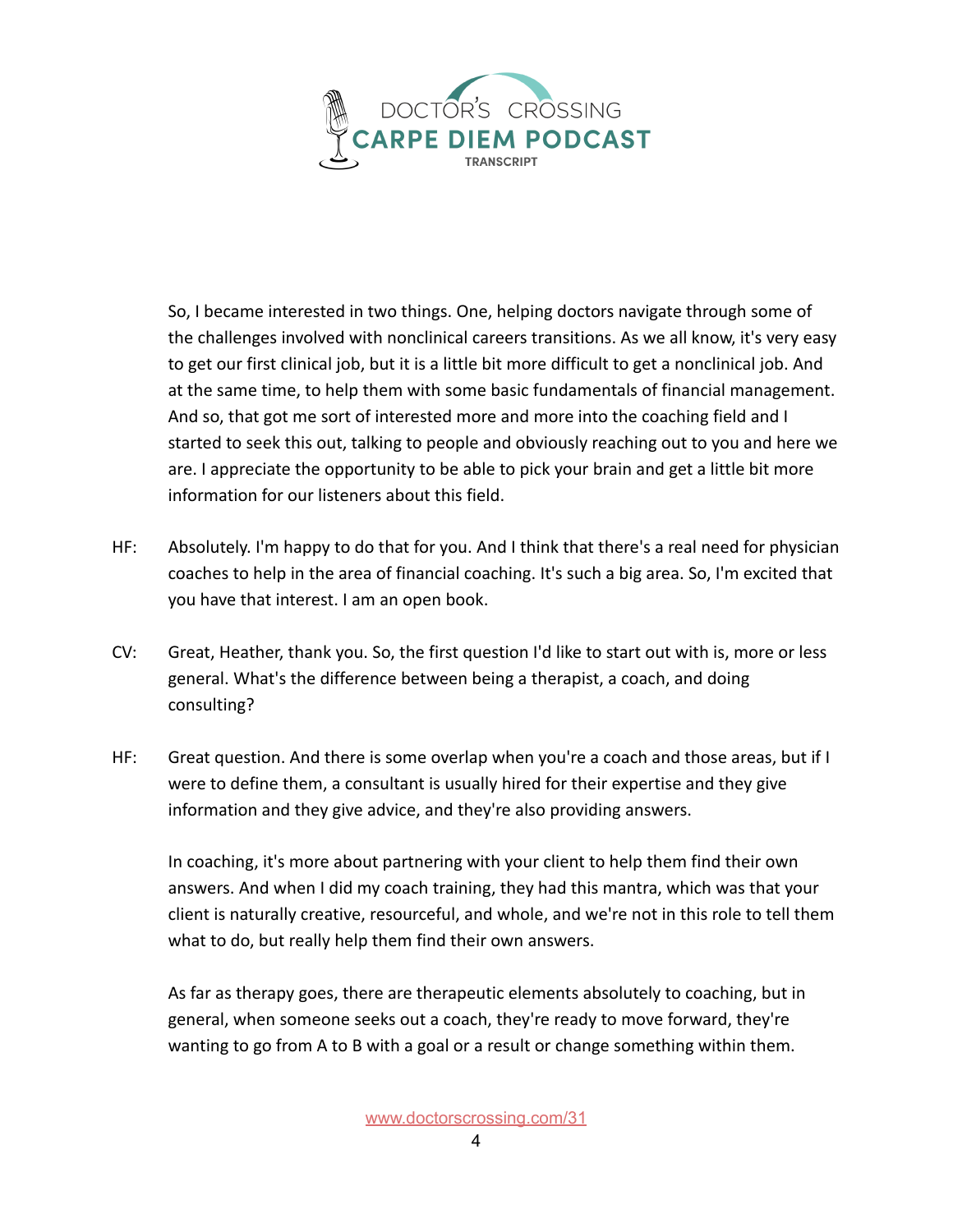So, I became interested in two things. One, helping doctors navigate through some of the challenges involved with nonclinical careers transitions. As we all know, it's very easy to get our first clinical job, but it is a little bit more difficult to get a nonclinical job. And at the same time, to help them with some basic fundamentals of financial management. And so, that got me sort of interested more and more into the coaching field and I started to seek this out, talking to people and obviously reaching out to you and here we are. I appreciate the opportunity to be able to pick your brain and get a little bit more information for our listeners about this field.

HF: Absolutely. I'm happy to do that for you. And I think that there's a real need for physician coaches to help in the area of financial coaching. It's such a big area. So, I'm excited that you have that interest. I am an open book.

CV: Great, Heather, thank you. So, the first question I'd like to start out with is, more or less general. What's the difference between being a therapist, a coach, and doing consulting?

HF: Great question. And there is some overlap when you're a coach and those areas, but if I were to define them, a consultant is usually hired for their expertise and they give information and they give advice, and they're also providing answers.

In coaching, it's more about partnering with your client to help them find their own answers. And when I did my coach training, they had this mantra, which was that your client is naturally creative, resourceful, and whole, and we're not in this role to tell them what to do, but really help them find their own answers.

As far as therapy goes, there are therapeutic elements absolutely to coaching, but in general, when someone seeks out a coach, they're ready to move forward, they're wanting to go from A to B with a goal or a result or change something within them.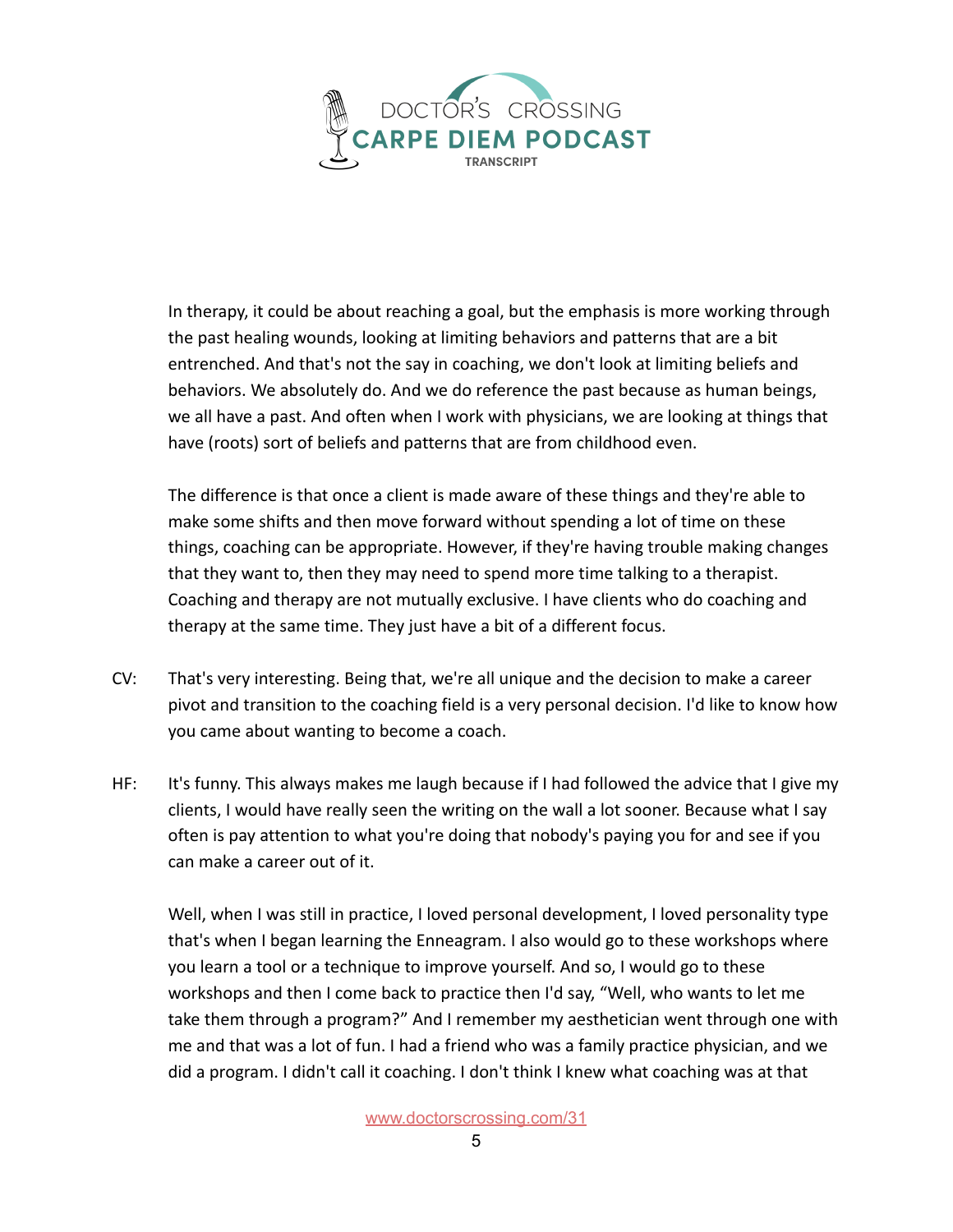In therapy, it could be about reaching a goal, but the emphasis is more working through the past healing wounds, looking at limiting behaviors and patterns that are a bit entrenched. And that's not the say in coaching, we don't look at limiting beliefs and behaviors. We absolutely do. And we do reference the past because as human beings, we all have a past. And often when I work with physicians, we are looking at things that have (roots) sort of beliefs and patterns that are from childhood even.

The difference is that once a client is made aware of these things and they're able to make some shifts and then move forward without spending a lot of time on these things, coaching can be appropriate. However, if they're having trouble making changes that they want to, then they may need to spend more time talking to a therapist. Coaching and therapy are not mutually exclusive. I have clients who do coaching and therapy at the same time. They just have a bit of a different focus.

CV: That's very interesting. Being that, we're all unique and the decision to make a career pivot and transition to the coaching field is a very personal decision. I'd like to know how you came about wanting to become a coach.

HF: It's funny. This always makes me laugh because if I had followed the advice that I give my clients, I would have really seen the writing on the wall a lot sooner. Because what I say often is pay attention to what you're doing that nobody's paying you for and see if you can make a career out of it.

Well, when I was still in practice, I loved personal development, I loved personality type that's when I began learning the Enneagram. I also would go to these workshops where you learn a tool or a technique to improve yourself. And so, I would go to these workshops and then I come back to practice then I'd say, "Well, who wants to let me take them through a program?" And I remember my aesthetician went through one with me and that was a lot of fun. I had a friend who was a family practice physician, and we did a program. I didn't call it coaching. I don't think I knew what coaching was at that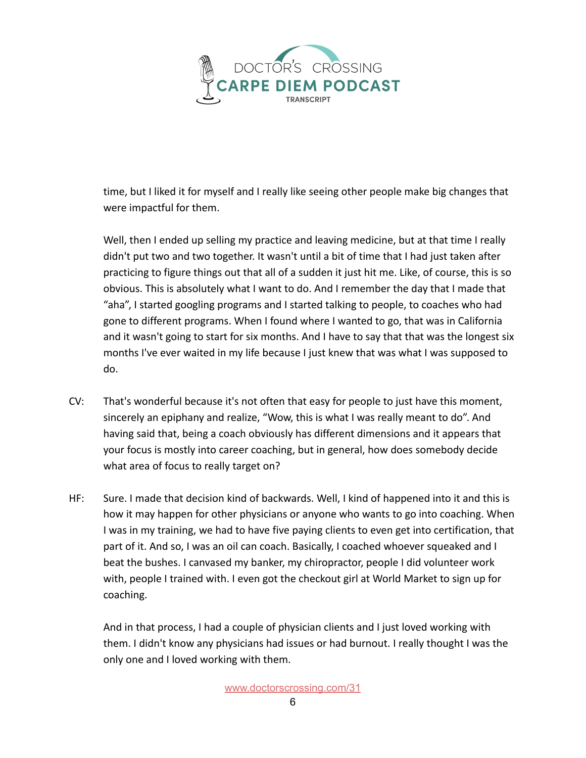time, but I liked it for myself and I really like seeing other people make big changes that were impactful for them.

Well, then I ended up selling my practice and leaving medicine, but at that time I really didn't put two and two together. It wasn't until a bit of time that I had just taken after practicing to figure things out that all of a sudden it just hit me. Like, of course, this is so obvious. This is absolutely what I want to do. And I remember the day that I made that "aha", I started googling programs and I started talking to people, to coaches who had gone to different programs. When I found where I wanted to go, that was in California and it wasn't going to start for six months. And I have to say that that was the longest six months I've ever waited in my life because I just knew that was what I was supposed to do.

CV: That's wonderful because it's not often that easy for people to just have this moment, sincerely an epiphany and realize, "Wow, this is what I was really meant to do". And having said that, being a coach obviously has different dimensions and it appears that your focus is mostly into career coaching, but in general, how does somebody decide what area of focus to really target on?

HF: Sure. I made that decision kind of backwards. Well, I kind of happened into it and this is how it may happen for other physicians or anyone who wants to go into coaching. When I was in my training, we had to have five paying clients to even get into certification, that part of it. And so, I was an oil can coach. Basically, I coached whoever squeaked and I beat the bushes. I canvased my banker, my chiropractor, people I did volunteer work with, people I trained with. I even got the checkout girl at World Market to sign up for coaching.

And in that process, I had a couple of physician clients and I just loved working with them. I didn't know any physicians had issues or had burnout. I really thought I was the only one and I loved working with them.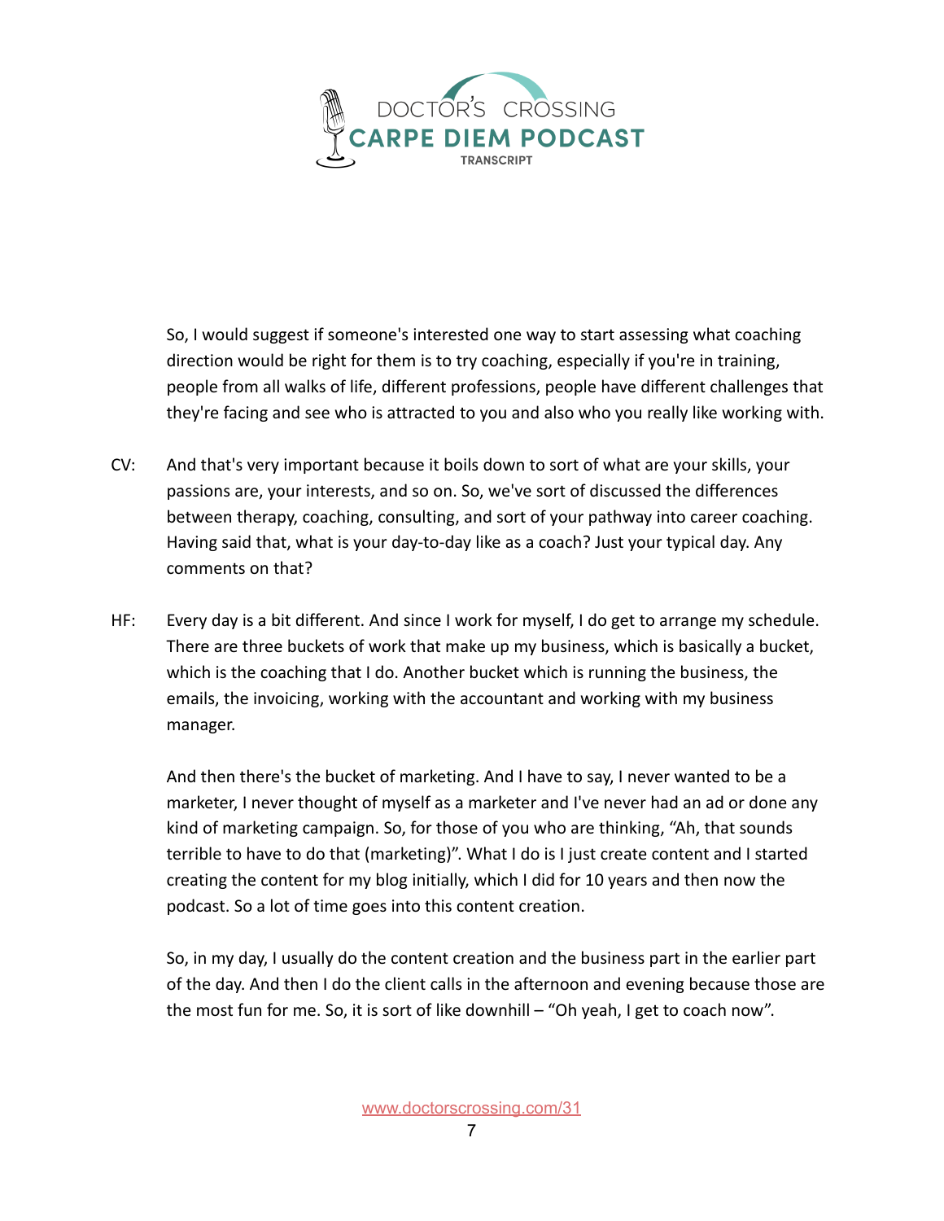So, I would suggest if someone's interested one way to start assessing what coaching direction would be right for them is to try coaching, especially if you're in training, people from all walks of life, different professions, people have different challenges that they're facing and see who is attracted to you and also who you really like working with.

CV: And that's very important because it boils down to sort of what are your skills, your passions are, your interests, and so on. So, we've sort of discussed the differences between therapy, coaching, consulting, and sort of your pathway into career coaching. Having said that, what is your day-to-day like as a coach? Just your typical day. Any comments on that?

HF: Every day is a bit different. And since I work for myself, I do get to arrange my schedule. There are three buckets of work that make up my business, which is basically a bucket, which is the coaching that I do. Another bucket which is running the business, the emails, the invoicing, working with the accountant and working with my business manager.

And then there's the bucket of marketing. And I have to say, I never wanted to be a marketer, I never thought of myself as a marketer and I've never had an ad or done any kind of marketing campaign. So, for those of you who are thinking, "Ah, that sounds terrible to have to do that (marketing)". What I do is I just create content and I started creating the content for my blog initially, which I did for 10 years and then now the podcast. So a lot of time goes into this content creation.

So, in my day, I usually do the content creation and the business part in the earlier part of the day. And then I do the client calls in the afternoon and evening because those are the most fun for me. So, it is sort of like downhill – "Oh yeah, I get to coach now".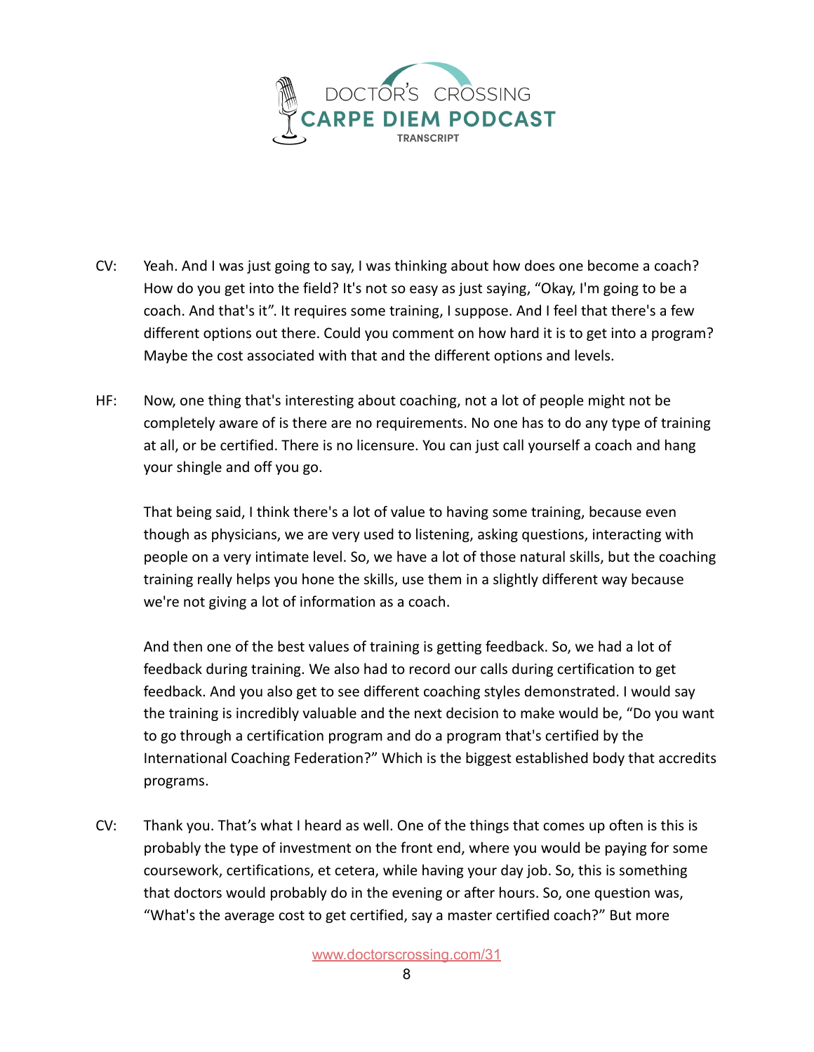CV: Yeah. And I was just going to say, I was thinking about how does one become a coach? How do you get into the field? It's not so easy as just saying, “Okay, I'm going to be a coach. And that's it”. It requires some training, I suppose. And I feel that there's a few different options out there. Could you comment on how hard it is to get into a program? Maybe the cost associated with that and the different options and levels.

HF: Now, one thing that's interesting about coaching, not a lot of people might not be completely aware of is there are no requirements. No one has to do any type of training at all, or be certified. There is no licensure. You can just call yourself a coach and hang your shingle and off you go.

That being said, I think there's a lot of value to having some training, because even though as physicians, we are very used to listening, asking questions, interacting with people on a very intimate level. So, we have a lot of those natural skills, but the coaching training really helps you hone the skills, use them in a slightly different way because we're not giving a lot of information as a coach.

And then one of the best values of training is getting feedback. So, we had a lot of feedback during training. We also had to record our calls during certification to get feedback. And you also get to see different coaching styles demonstrated. I would say the training is incredibly valuable and the next decision to make would be, “Do you want to go through a certification program and do a program that's certified by the International Coaching Federation?” Which is the biggest established body that accredits programs.

CV: Thank you. That’s what I heard as well. One of the things that comes up often is this is probably the type of investment on the front end, where you would be paying for some coursework, certifications, et cetera, while having your day job. So, this is something that doctors would probably do in the evening or after hours. So, one question was, “What's the average cost to get certified, say a master certified coach?” But more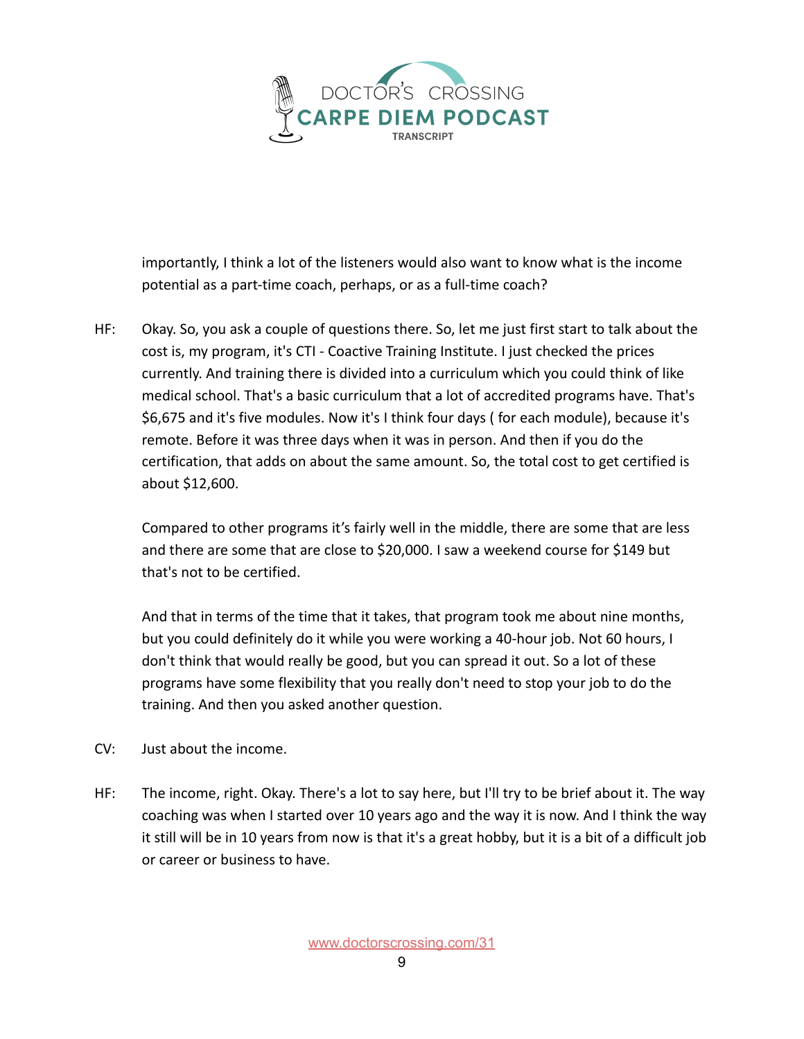importantly, I think a lot of the listeners would also want to know what is the income potential as a part-time coach, perhaps, or as a full-time coach?

HF: Okay. So, you ask a couple of questions there. So, let me just first start to talk about the cost is, my program, it's CTI - Coactive Training Institute. I just checked the prices currently. And training there is divided into a curriculum which you could think of like medical school. That's a basic curriculum that a lot of accredited programs have. That's $6,675 and it's five modules. Now it's I think four days ( for each module), because it's remote. Before it was three days when it was in person. And then if you do the certification, that adds on about the same amount. So, the total cost to get certified is about $12,600.

Compared to other programs it's fairly well in the middle, there are some that are less and there are some that are close to $20,000. I saw a weekend course for $149 but that's not to be certified.

And that in terms of the time that it takes, that program took me about nine months, but you could definitely do it while you were working a 40-hour job. Not 60 hours, I don't think that would really be good, but you can spread it out. So a lot of these programs have some flexibility that you really don't need to stop your job to do the training. And then you asked another question.

CV: Just about the income.

HF: The income, right. Okay. There's a lot to say here, but I'll try to be brief about it. The way coaching was when I started over 10 years ago and the way it is now. And I think the way it still will be in 10 years from now is that it's a great hobby, but it is a bit of a difficult job or career or business to have.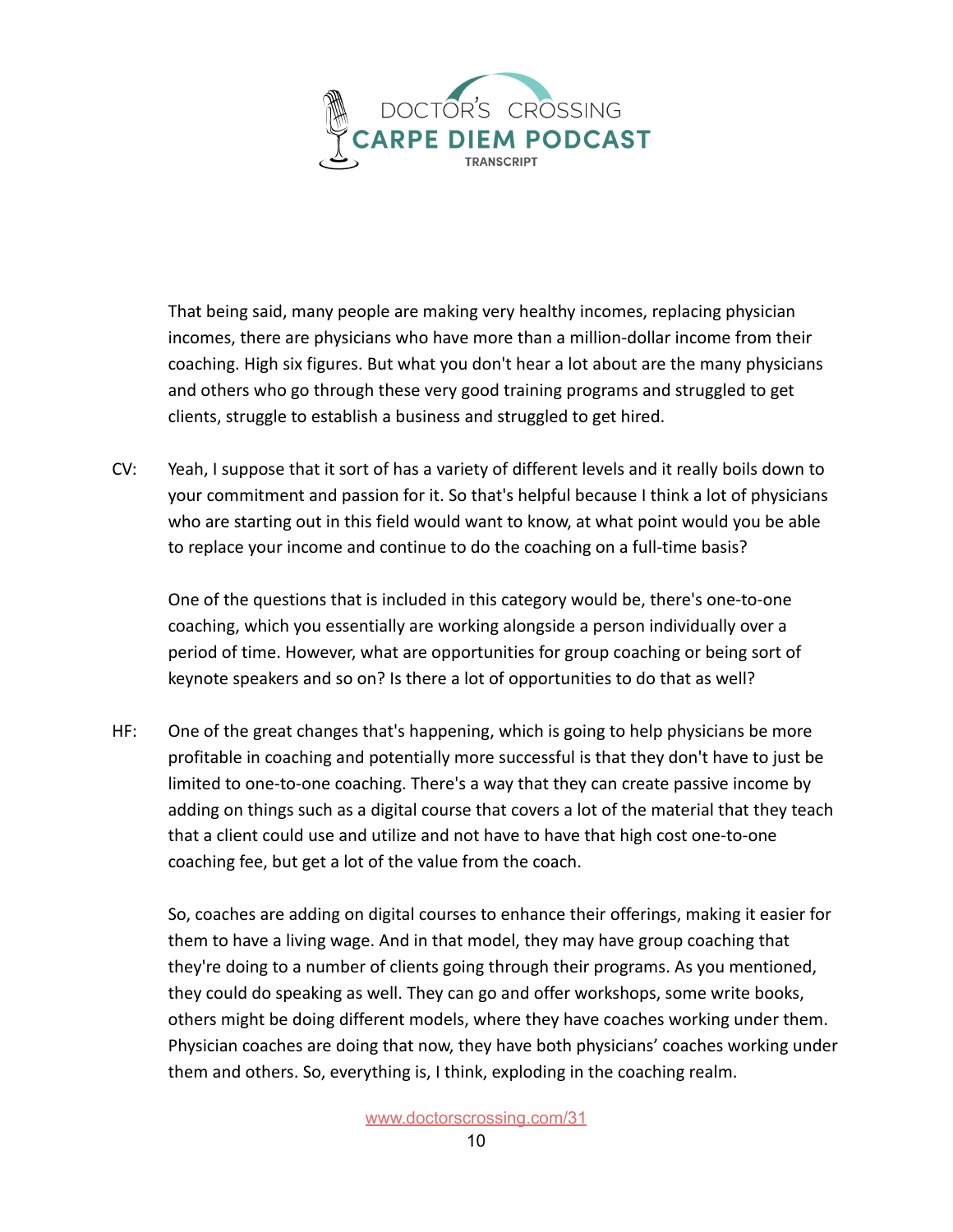That being said, many people are making very healthy incomes, replacing physician incomes, there are physicians who have more than a million-dollar income from their coaching. High six figures. But what you don't hear a lot about are the many physicians and others who go through these very good training programs and struggled to get clients, struggle to establish a business and struggled to get hired.

CV: Yeah, I suppose that it sort of has a variety of different levels and it really boils down to your commitment and passion for it. So that's helpful because I think a lot of physicians who are starting out in this field would want to know, at what point would you be able to replace your income and continue to do the coaching on a full-time basis?

One of the questions that is included in this category would be, there's one-to-one coaching, which you essentially are working alongside a person individually over a period of time. However, what are opportunities for group coaching or being sort of keynote speakers and so on? Is there a lot of opportunities to do that as well?

HF: One of the great changes that's happening, which is going to help physicians be more profitable in coaching and potentially more successful is that they don't have to just be limited to one-to-one coaching. There's a way that they can create passive income by adding on things such as a digital course that covers a lot of the material that they teach that a client could use and utilize and not have to have that high cost one-to-one coaching fee, but get a lot of the value from the coach.

So, coaches are adding on digital courses to enhance their offerings, making it easier for them to have a living wage. And in that model, they may have group coaching that they're doing to a number of clients going through their programs. As you mentioned, they could do speaking as well. They can go and offer workshops, some write books, others might be doing different models, where they have coaches working under them. Physician coaches are doing that now, they have both physicians' coaches working under them and others. So, everything is, I think, exploding in the coaching realm.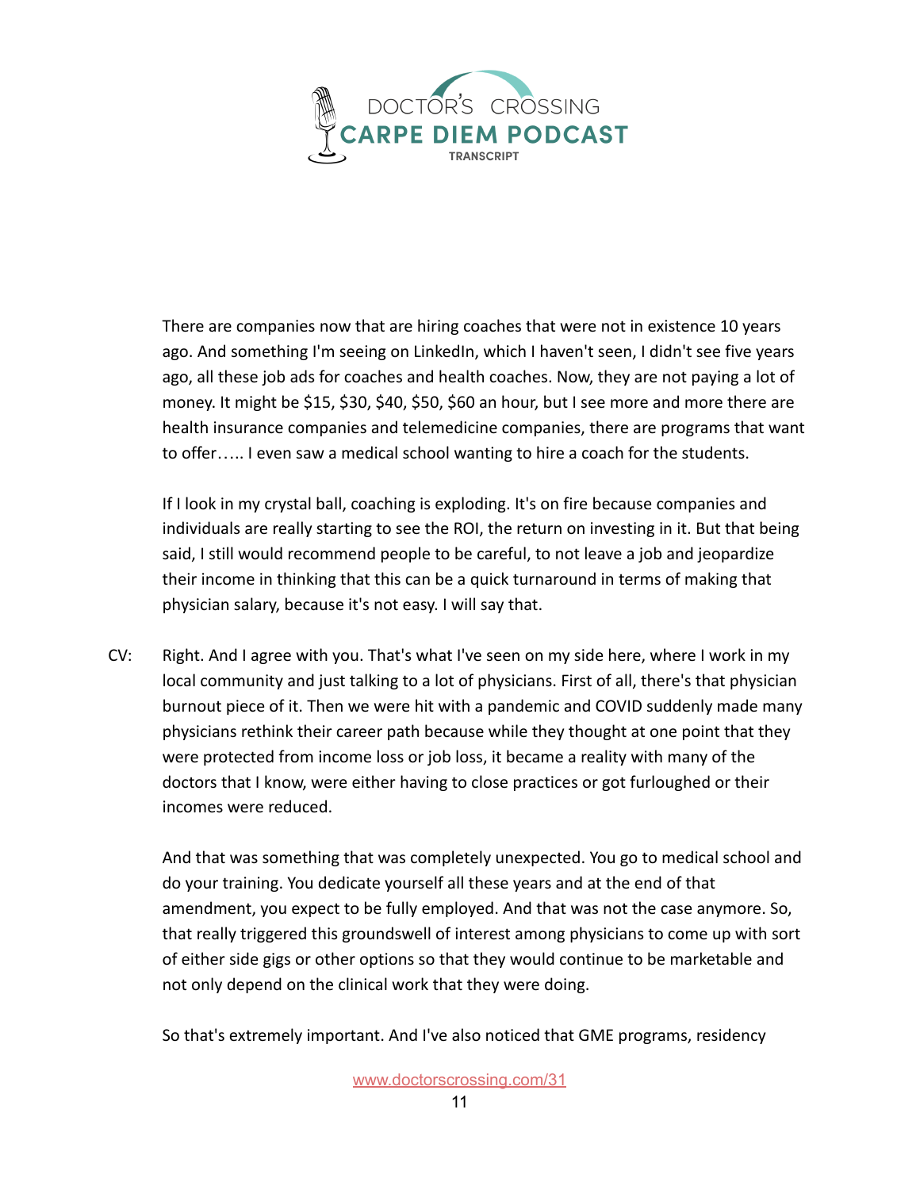There are companies now that are hiring coaches that were not in existence 10 years ago. And something I'm seeing on LinkedIn, which I haven't seen, I didn't see five years ago, all these job ads for coaches and health coaches. Now, they are not paying a lot of money. It might be $15, $30, $40, $50, $60 an hour, but I see more and more there are health insurance companies and telemedicine companies, there are programs that want to offer….. I even saw a medical school wanting to hire a coach for the students.

If I look in my crystal ball, coaching is exploding. It's on fire because companies and individuals are really starting to see the ROI, the return on investing in it. But that being said, I still would recommend people to be careful, to not leave a job and jeopardize their income in thinking that this can be a quick turnaround in terms of making that physician salary, because it's not easy. I will say that.

CV: Right. And I agree with you. That's what I've seen on my side here, where I work in my local community and just talking to a lot of physicians. First of all, there's that physician burnout piece of it. Then we were hit with a pandemic and COVID suddenly made many physicians rethink their career path because while they thought at one point that they were protected from income loss or job loss, it became a reality with many of the doctors that I know, were either having to close practices or got furloughed or their incomes were reduced.

And that was something that was completely unexpected. You go to medical school and do your training. You dedicate yourself all these years and at the end of that amendment, you expect to be fully employed. And that was not the case anymore. So, that really triggered this groundswell of interest among physicians to come up with sort of either side gigs or other options so that they would continue to be marketable and not only depend on the clinical work that they were doing.

So that's extremely important. And I've also noticed that GME programs, residency

www.doctorscrossing.com/31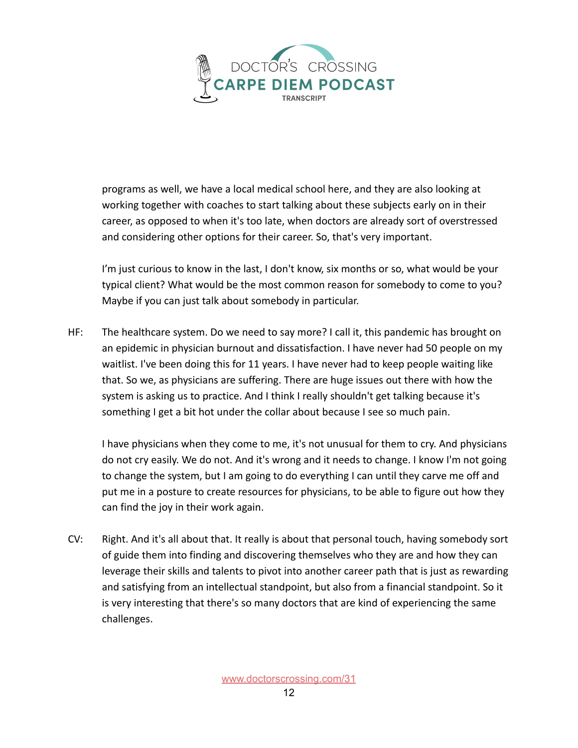programs as well, we have a local medical school here, and they are also looking at working together with coaches to start talking about these subjects early on in their career, as opposed to when it's too late, when doctors are already sort of overstressed and considering other options for their career. So, that's very important.

I'm just curious to know in the last, I don't know, six months or so, what would be your typical client? What would be the most common reason for somebody to come to you? Maybe if you can just talk about somebody in particular.

HF: The healthcare system. Do we need to say more? I call it, this pandemic has brought on an epidemic in physician burnout and dissatisfaction. I have never had 50 people on my waitlist. I've been doing this for 11 years. I have never had to keep people waiting like that. So we, as physicians are suffering. There are huge issues out there with how the system is asking us to practice. And I think I really shouldn't get talking because it's something I get a bit hot under the collar about because I see so much pain.

I have physicians when they come to me, it's not unusual for them to cry. And physicians do not cry easily. We do not. And it's wrong and it needs to change. I know I'm not going to change the system, but I am going to do everything I can until they carve me off and put me in a posture to create resources for physicians, to be able to figure out how they can find the joy in their work again.

CV: Right. And it's all about that. It really is about that personal touch, having somebody sort of guide them into finding and discovering themselves who they are and how they can leverage their skills and talents to pivot into another career path that is just as rewarding and satisfying from an intellectual standpoint, but also from a financial standpoint. So it is very interesting that there's so many doctors that are kind of experiencing the same challenges.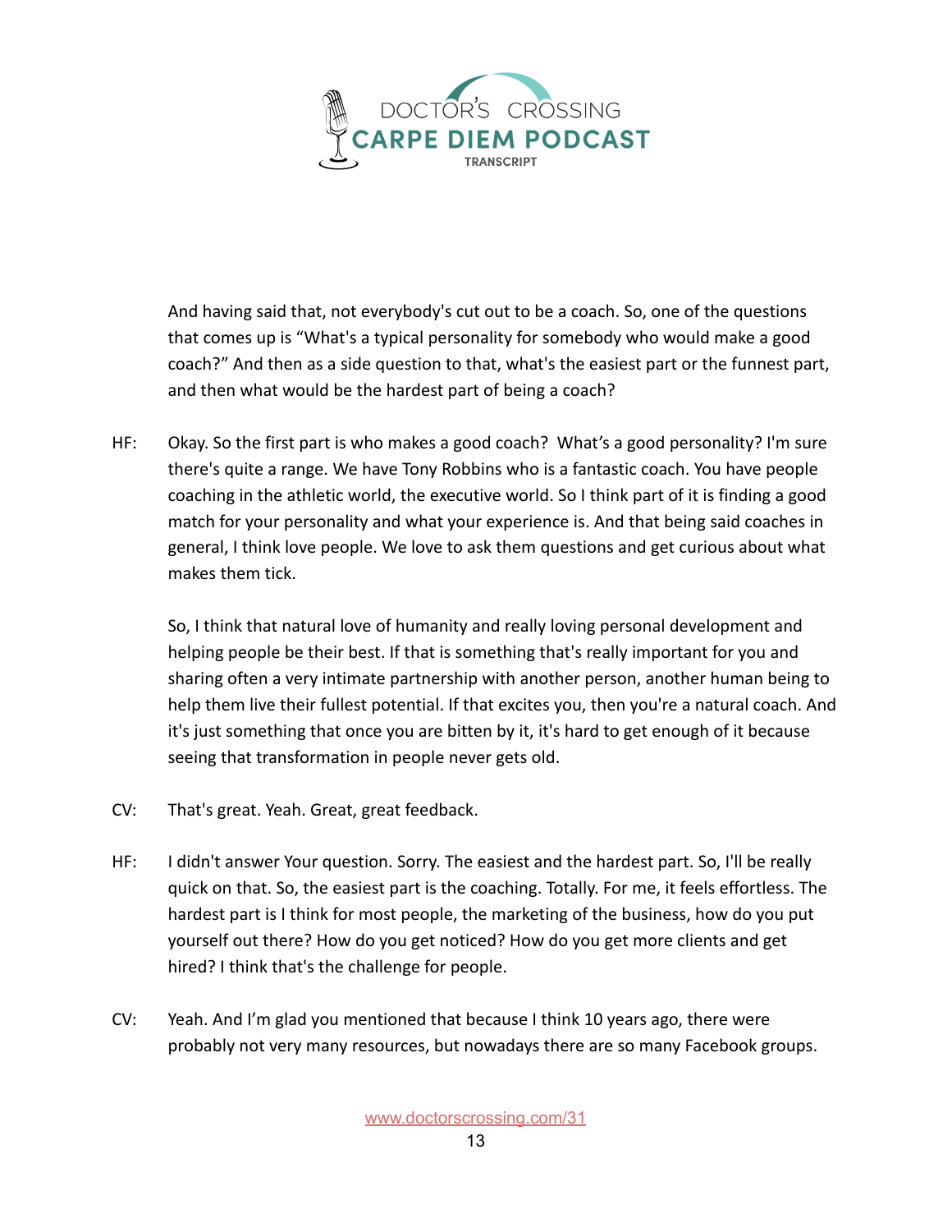And having said that, not everybody's cut out to be a coach. So, one of the questions that comes up is "What's a typical personality for somebody who would make a good coach?" And then as a side question to that, what's the easiest part or the funnest part, and then what would be the hardest part of being a coach?

HF: Okay. So the first part is who makes a good coach? What's a good personality? I'm sure there's quite a range. We have Tony Robbins who is a fantastic coach. You have people coaching in the athletic world, the executive world. So I think part of it is finding a good match for your personality and what your experience is. And that being said coaches in general, I think love people. We love to ask them questions and get curious about what makes them tick.

So, I think that natural love of humanity and really loving personal development and helping people be their best. If that is something that's really important for you and sharing often a very intimate partnership with another person, another human being to help them live their fullest potential. If that excites you, then you're a natural coach. And it's just something that once you are bitten by it, it's hard to get enough of it because seeing that transformation in people never gets old.

CV: That's great. Yeah. Great, great feedback.

HF: I didn't answer Your question. Sorry. The easiest and the hardest part. So, I'll be really quick on that. So, the easiest part is the coaching. Totally. For me, it feels effortless. The hardest part is I think for most people, the marketing of the business, how do you put yourself out there? How do you get noticed? How do you get more clients and get hired? I think that's the challenge for people.

CV: Yeah. And I'm glad you mentioned that because I think 10 years ago, there were probably not very many resources, but nowadays there are so many Facebook groups.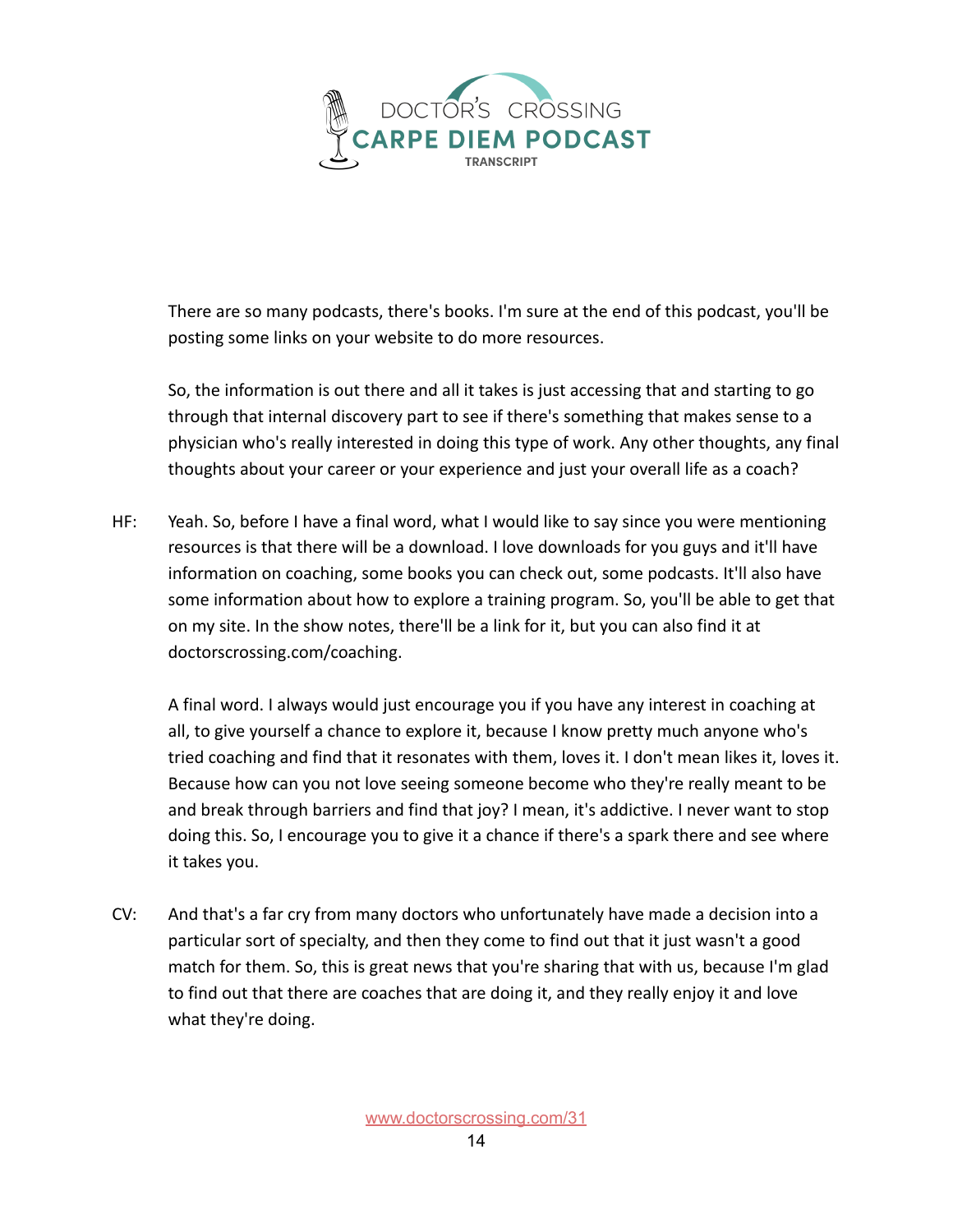There are so many podcasts, there's books. I'm sure at the end of this podcast, you'll be posting some links on your website to do more resources.

So, the information is out there and all it takes is just accessing that and starting to go through that internal discovery part to see if there's something that makes sense to a physician who's really interested in doing this type of work. Any other thoughts, any final thoughts about your career or your experience and just your overall life as a coach?

HF: Yeah. So, before I have a final word, what I would like to say since you were mentioning resources is that there will be a download. I love downloads for you guys and it'll have information on coaching, some books you can check out, some podcasts. It'll also have some information about how to explore a training program. So, you'll be able to get that on my site. In the show notes, there'll be a link for it, but you can also find it at doctorscrossing.com/coaching.

A final word. I always would just encourage you if you have any interest in coaching at all, to give yourself a chance to explore it, because I know pretty much anyone who's tried coaching and find that it resonates with them, loves it. I don't mean likes it, loves it. Because how can you not love seeing someone become who they're really meant to be and break through barriers and find that joy? I mean, it's addictive. I never want to stop doing this. So, I encourage you to give it a chance if there's a spark there and see where it takes you.

CV: And that's a far cry from many doctors who unfortunately have made a decision into a particular sort of specialty, and then they come to find out that it just wasn't a good match for them. So, this is great news that you're sharing that with us, because I'm glad to find out that there are coaches that are doing it, and they really enjoy it and love what they're doing.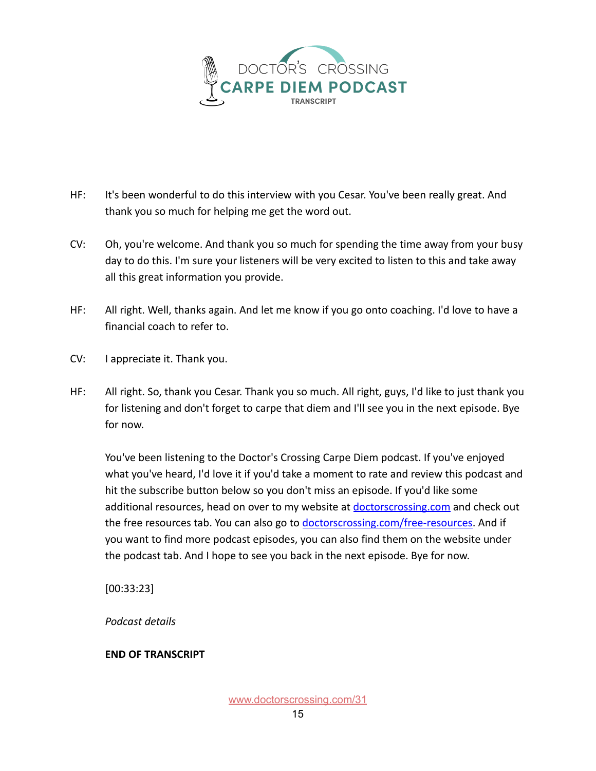HF: It's been wonderful to do this interview with you Cesar. You've been really great. And thank you so much for helping me get the word out.

CV: Oh, you're welcome. And thank you so much for spending the time away from your busy day to do this. I'm sure your listeners will be very excited to listen to this and take away all this great information you provide.

HF: All right. Well, thanks again. And let me know if you go onto coaching. I'd love to have a financial coach to refer to.

CV: I appreciate it. Thank you.

HF: All right. So, thank you Cesar. Thank you so much. All right, guys, I'd like to just thank you for listening and don't forget to carpe that diem and I'll see you in the next episode. Bye for now.

You've been listening to the Doctor's Crossing Carpe Diem podcast. If you've enjoyed what you've heard, I'd love it if you'd take a moment to rate and review this podcast and hit the subscribe button below so you don't miss an episode. If you'd like some additional resources, head on over to my website at [doctorscrossing.com](doctorscrossing.com) and check out the free resources tab. You can also go to [doctorscrossing.com/free-resources](doctorscrossing.com/free-resources). And if you want to find more podcast episodes, you can also find them on the website under the podcast tab. And I hope to see you back in the next episode. Bye for now.

[00:33:23]

*Podcast details*

**END OF TRANSCRIPT**